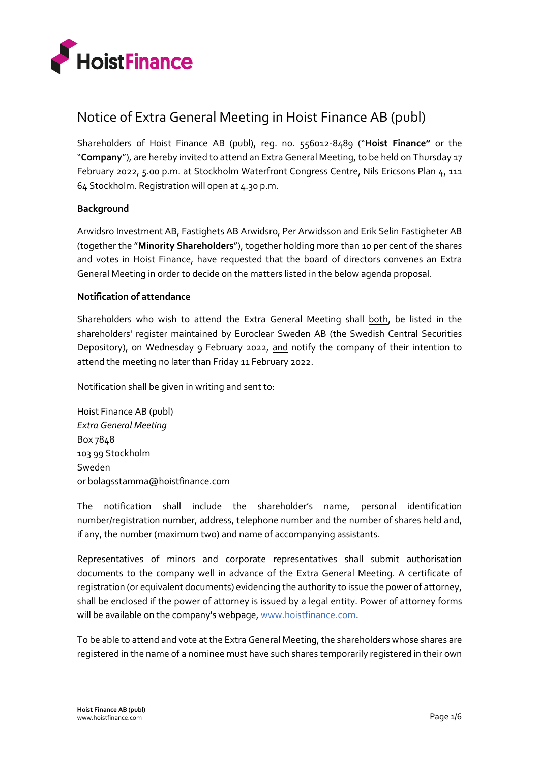# Notice of Extra General Meeting in Hoist Finance AB (publ)

Shareholders of Hoist Finance AB (publ), reg. no. 556012-8489 ("**Hoist Finance"** or the "**Company**"), are hereby invited to attend an Extra General Meeting, to be held on Thursday 17 February 2022, 5.00 p.m. at Stockholm Waterfront Congress Centre, Nils Ericsons Plan 4, 111 64 Stockholm. Registration will open at 4.30 p.m.

**Background**

Arwidsro Investment AB, Fastighets AB Arwidsro, Per Arwidsson and Erik Selin Fastigheter AB (together the "**Minority Shareholders**"), together holding more than 10 per cent of the shares and votes in Hoist Finance, have requested that the board of directors convenes an Extra General Meeting in order to decide on the matters listed in the below agenda proposal.

**Notification of attendance**

Shareholders who wish to attend the Extra General Meeting shall both, be listed in the shareholders' register maintained by Euroclear Sweden AB (the Swedish Central Securities Depository), on Wednesday 9 February 2022, and notify the company of their intention to attend the meeting no later than Friday 11 February 2022.

Notification shall be given in writing and sent to:

Hoist Finance AB (publ)
*Extra General Meeting*
Box 7848
103 99 Stockholm
Sweden
or bolagsstamma@hoistfinance.com

The notification shall include the shareholder's name, personal identification number/registration number, address, telephone number and the number of shares held and, if any, the number (maximum two) and name of accompanying assistants.

Representatives of minors and corporate representatives shall submit authorisation documents to the company well in advance of the Extra General Meeting. A certificate of registration (or equivalent documents) evidencing the authority to issue the power of attorney, shall be enclosed if the power of attorney is issued by a legal entity. Power of attorney forms will be available on the company's webpage, www.hoistfinance.com.

To be able to attend and vote at the Extra General Meeting, the shareholders whose shares are registered in the name of a nominee must have such shares temporarily registered in their own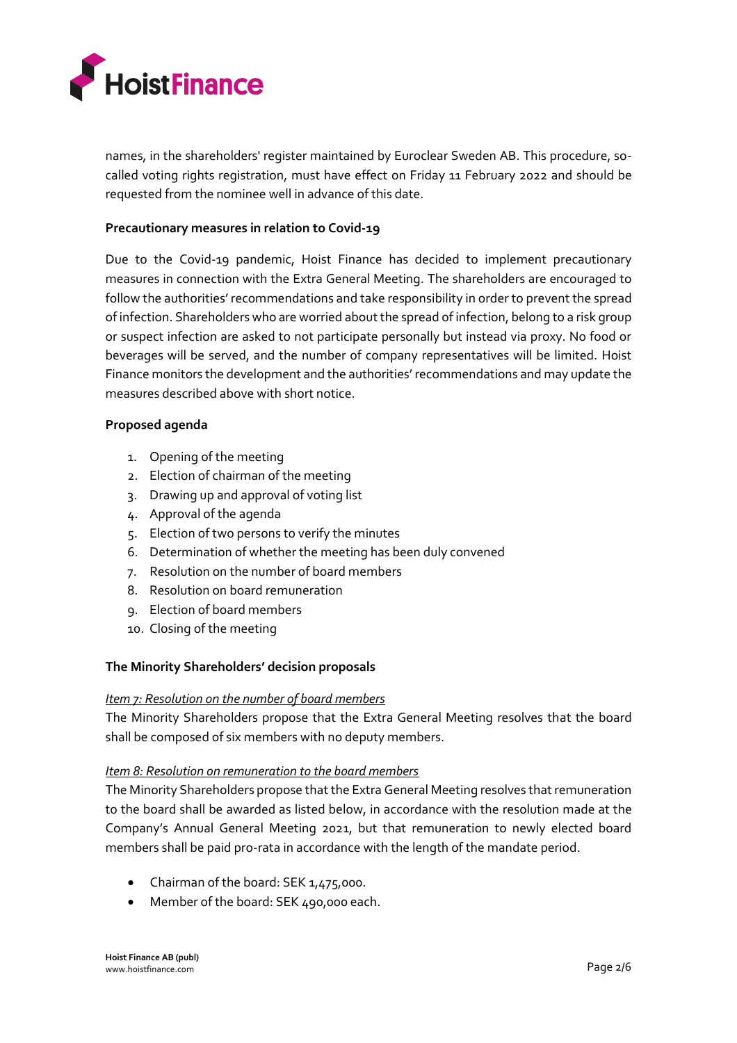names, in the shareholders' register maintained by Euroclear Sweden AB. This procedure, so-called voting rights registration, must have effect on Friday 11 February 2022 and should be requested from the nominee well in advance of this date.

**Precautionary measures in relation to Covid-19**

Due to the Covid-19 pandemic, Hoist Finance has decided to implement precautionary measures in connection with the Extra General Meeting. The shareholders are encouraged to follow the authorities' recommendations and take responsibility in order to prevent the spread of infection. Shareholders who are worried about the spread of infection, belong to a risk group or suspect infection are asked to not participate personally but instead via proxy. No food or beverages will be served, and the number of company representatives will be limited. Hoist Finance monitors the development and the authorities' recommendations and may update the measures described above with short notice.

**Proposed agenda**

1. Opening of the meeting
2. Election of chairman of the meeting
3. Drawing up and approval of voting list
4. Approval of the agenda
5. Election of two persons to verify the minutes
6. Determination of whether the meeting has been duly convened
7. Resolution on the number of board members
8. Resolution on board remuneration
9. Election of board members
10. Closing of the meeting

**The Minority Shareholders' decision proposals**

*Item 7: Resolution on the number of board members*

The Minority Shareholders propose that the Extra General Meeting resolves that the board shall be composed of six members with no deputy members.

*Item 8: Resolution on remuneration to the board members*

The Minority Shareholders propose that the Extra General Meeting resolves that remuneration to the board shall be awarded as listed below, in accordance with the resolution made at the Company's Annual General Meeting 2021, but that remuneration to newly elected board members shall be paid pro-rata in accordance with the length of the mandate period.

- Chairman of the board: SEK 1,475,000.
- Member of the board: SEK 490,000 each.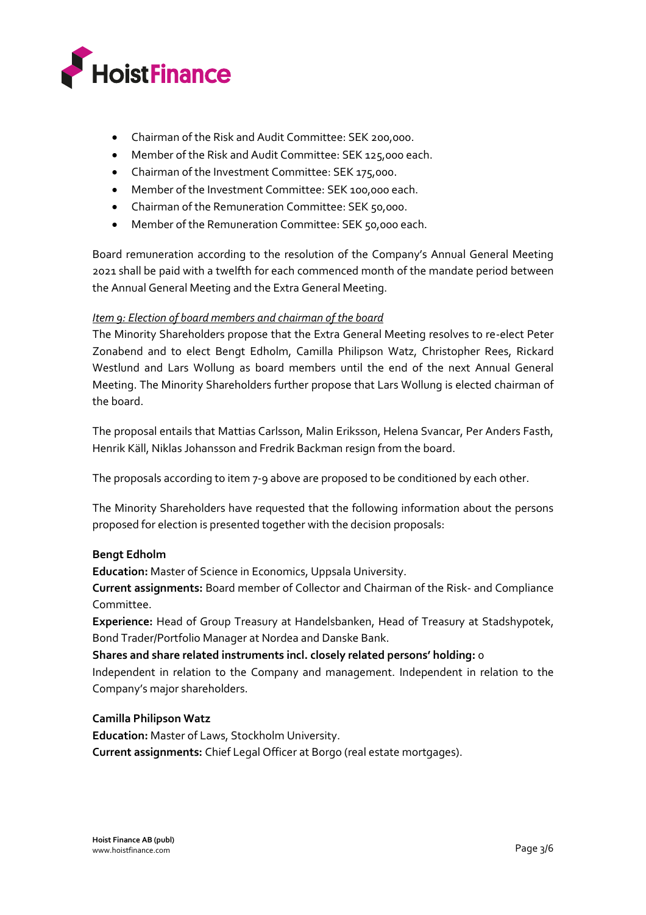- Chairman of the Risk and Audit Committee: SEK 200,000.
- Member of the Risk and Audit Committee: SEK 125,000 each.
- Chairman of the Investment Committee: SEK 175,000.
- Member of the Investment Committee: SEK 100,000 each.
- Chairman of the Remuneration Committee: SEK 50,000.
- Member of the Remuneration Committee: SEK 50,000 each.

Board remuneration according to the resolution of the Company's Annual General Meeting 2021 shall be paid with a twelfth for each commenced month of the mandate period between the Annual General Meeting and the Extra General Meeting.

*Item 9: Election of board members and chairman of the board*

The Minority Shareholders propose that the Extra General Meeting resolves to re-elect Peter Zonabend and to elect Bengt Edholm, Camilla Philipson Watz, Christopher Rees, Rickard Westlund and Lars Wollung as board members until the end of the next Annual General Meeting. The Minority Shareholders further propose that Lars Wollung is elected chairman of the board.

The proposal entails that Mattias Carlsson, Malin Eriksson, Helena Svancar, Per Anders Fasth, Henrik Käll, Niklas Johansson and Fredrik Backman resign from the board.

The proposals according to item 7-9 above are proposed to be conditioned by each other.

The Minority Shareholders have requested that the following information about the persons proposed for election is presented together with the decision proposals:

**Bengt Edholm**

**Education:** Master of Science in Economics, Uppsala University.

**Current assignments:** Board member of Collector and Chairman of the Risk- and Compliance Committee.

**Experience:** Head of Group Treasury at Handelsbanken, Head of Treasury at Stadshypotek, Bond Trader/Portfolio Manager at Nordea and Danske Bank.

**Shares and share related instruments incl. closely related persons' holding:** 0

Independent in relation to the Company and management. Independent in relation to the Company's major shareholders.

**Camilla Philipson Watz**

**Education:** Master of Laws, Stockholm University.

**Current assignments:** Chief Legal Officer at Borgo (real estate mortgages).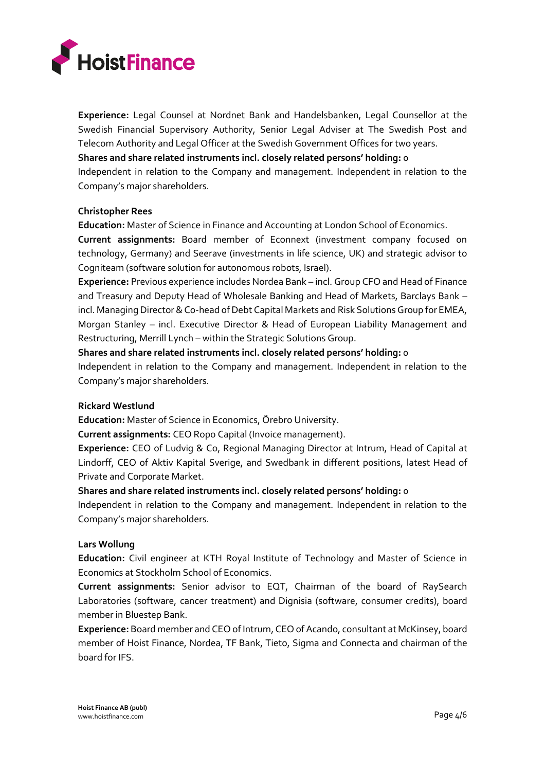**Experience:** Legal Counsel at Nordnet Bank and Handelsbanken, Legal Counsellor at the Swedish Financial Supervisory Authority, Senior Legal Adviser at The Swedish Post and Telecom Authority and Legal Officer at the Swedish Government Offices for two years.

**Shares and share related instruments incl. closely related persons' holding:** 0

Independent in relation to the Company and management. Independent in relation to the Company's major shareholders.

**Christopher Rees**

**Education:** Master of Science in Finance and Accounting at London School of Economics.

**Current assignments:** Board member of Econnext (investment company focused on technology, Germany) and Seerave (investments in life science, UK) and strategic advisor to Cogniteam (software solution for autonomous robots, Israel).

**Experience:** Previous experience includes Nordea Bank – incl. Group CFO and Head of Finance and Treasury and Deputy Head of Wholesale Banking and Head of Markets, Barclays Bank – incl. Managing Director & Co-head of Debt Capital Markets and Risk Solutions Group for EMEA, Morgan Stanley – incl. Executive Director & Head of European Liability Management and Restructuring, Merrill Lynch – within the Strategic Solutions Group.

**Shares and share related instruments incl. closely related persons' holding:** 0

Independent in relation to the Company and management. Independent in relation to the Company's major shareholders.

**Rickard Westlund**

**Education:** Master of Science in Economics, Örebro University.

**Current assignments:** CEO Ropo Capital (Invoice management).

**Experience:** CEO of Ludvig & Co, Regional Managing Director at Intrum, Head of Capital at Lindorff, CEO of Aktiv Kapital Sverige, and Swedbank in different positions, latest Head of Private and Corporate Market.

**Shares and share related instruments incl. closely related persons' holding:** 0

Independent in relation to the Company and management. Independent in relation to the Company's major shareholders.

**Lars Wollung**

**Education:** Civil engineer at KTH Royal Institute of Technology and Master of Science in Economics at Stockholm School of Economics.

**Current assignments:** Senior advisor to EQT, Chairman of the board of RaySearch Laboratories (software, cancer treatment) and Dignisia (software, consumer credits), board member in Bluestep Bank.

**Experience:** Board member and CEO of Intrum, CEO of Acando, consultant at McKinsey, board member of Hoist Finance, Nordea, TF Bank, Tieto, Sigma and Connecta and chairman of the board for IFS.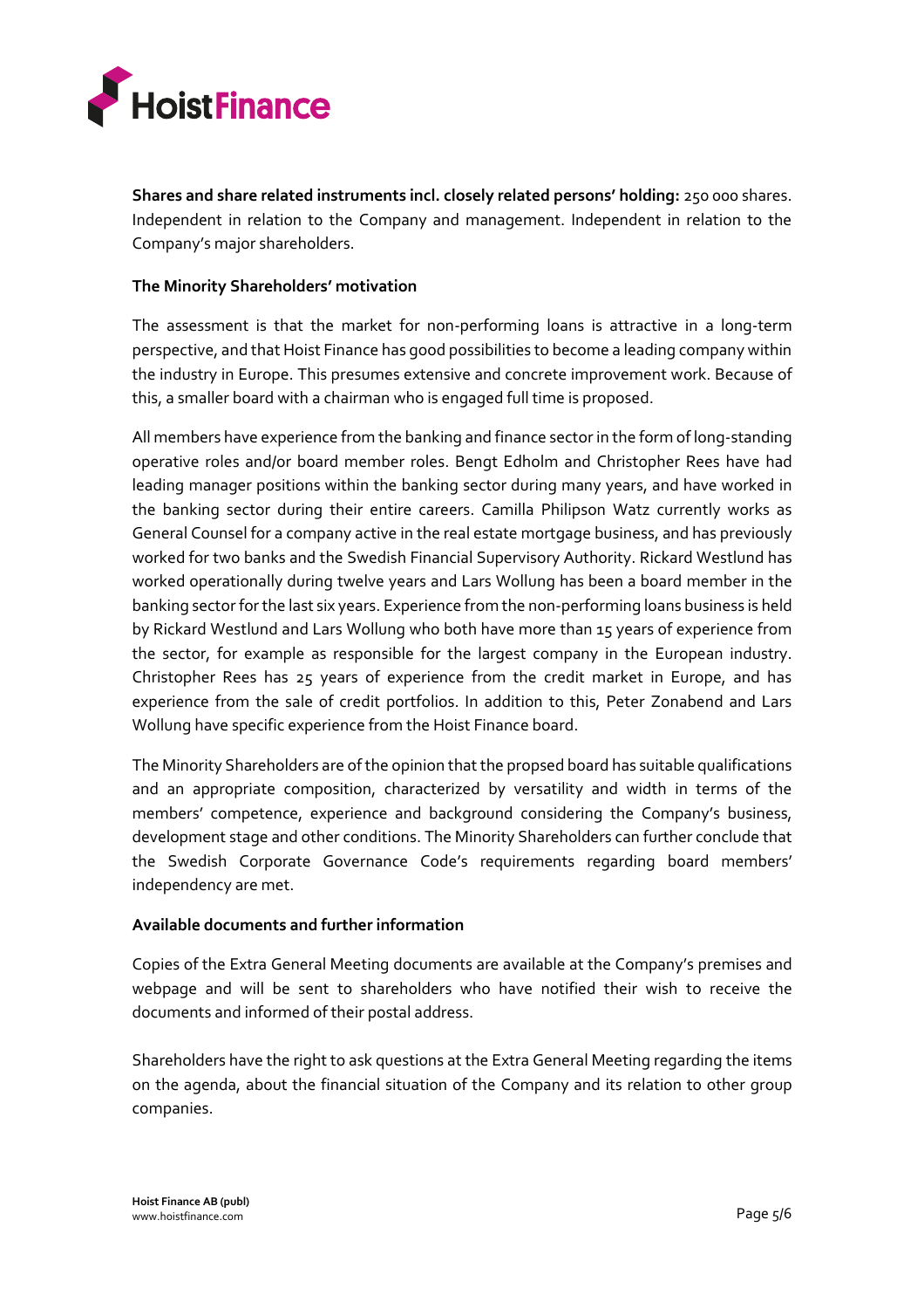**Shares and share related instruments incl. closely related persons' holding:** 250 000 shares. Independent in relation to the Company and management. Independent in relation to the Company's major shareholders.

**The Minority Shareholders' motivation**

The assessment is that the market for non-performing loans is attractive in a long-term perspective, and that Hoist Finance has good possibilities to become a leading company within the industry in Europe. This presumes extensive and concrete improvement work. Because of this, a smaller board with a chairman who is engaged full time is proposed.

All members have experience from the banking and finance sector in the form of long-standing operative roles and/or board member roles. Bengt Edholm and Christopher Rees have had leading manager positions within the banking sector during many years, and have worked in the banking sector during their entire careers. Camilla Philipson Watz currently works as General Counsel for a company active in the real estate mortgage business, and has previously worked for two banks and the Swedish Financial Supervisory Authority. Rickard Westlund has worked operationally during twelve years and Lars Wollung has been a board member in the banking sector for the last six years. Experience from the non-performing loans business is held by Rickard Westlund and Lars Wollung who both have more than 15 years of experience from the sector, for example as responsible for the largest company in the European industry. Christopher Rees has 25 years of experience from the credit market in Europe, and has experience from the sale of credit portfolios. In addition to this, Peter Zonabend and Lars Wollung have specific experience from the Hoist Finance board.

The Minority Shareholders are of the opinion that the propsed board has suitable qualifications and an appropriate composition, characterized by versatility and width in terms of the members' competence, experience and background considering the Company's business, development stage and other conditions. The Minority Shareholders can further conclude that the Swedish Corporate Governance Code's requirements regarding board members' independency are met.

**Available documents and further information**

Copies of the Extra General Meeting documents are available at the Company's premises and webpage and will be sent to shareholders who have notified their wish to receive the documents and informed of their postal address.

Shareholders have the right to ask questions at the Extra General Meeting regarding the items on the agenda, about the financial situation of the Company and its relation to other group companies.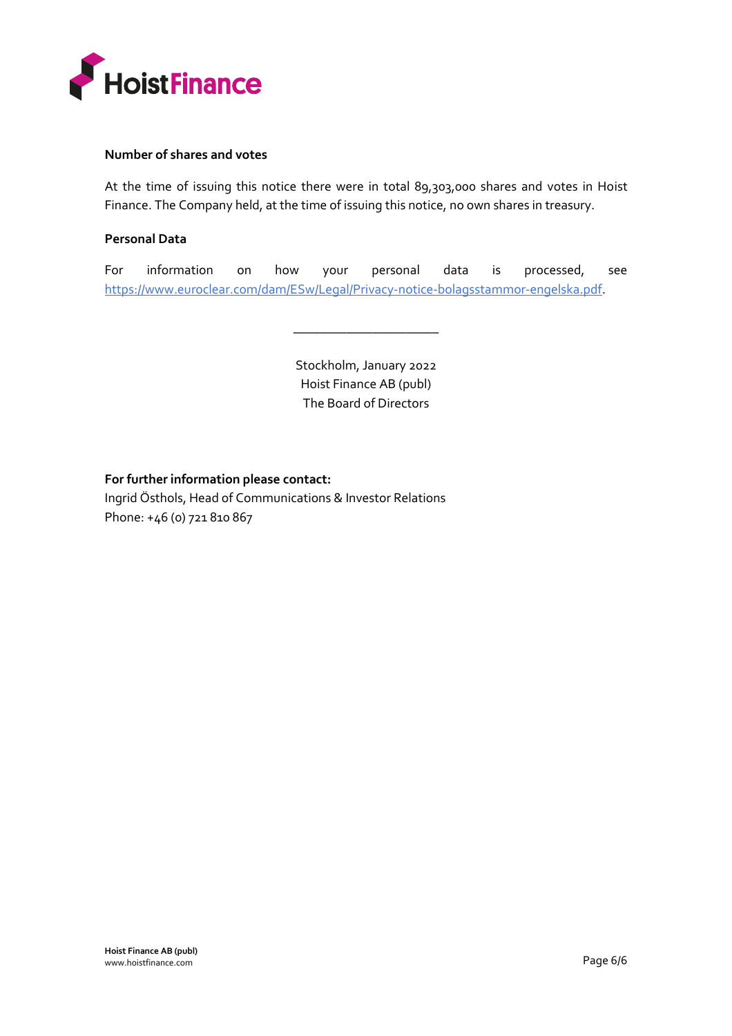**Number of shares and votes**

At the time of issuing this notice there were in total 89,303,000 shares and votes in Hoist Finance. The Company held, at the time of issuing this notice, no own shares in treasury.

**Personal Data**

For information on how your personal data is processed, see https://www.euroclear.com/dam/ESw/Legal/Privacy-notice-bolagsstammor-engelska.pdf.

______________________

Stockholm, January 2022
Hoist Finance AB (publ)
The Board of Directors

**For further information please contact:**
Ingrid Östhols, Head of Communications & Investor Relations
Phone: +46 (0) 721 810 867